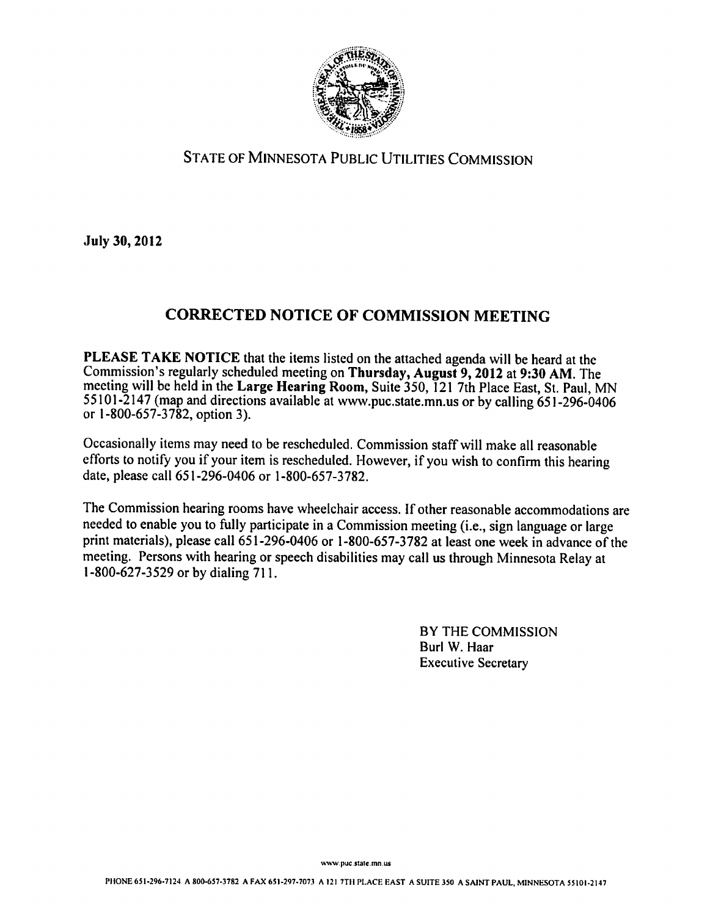STATE OF MINNESOTA PUBLIC UTILITIES COMMISSION

**July 30, 2012**

# CORRECTED NOTICE OF COMMISSION MEETING

**PLEASE TAKE NOTICE** that the items listed on the attached agenda will be heard at the Commission's regularly scheduled meeting on **Thursday, August 9, 2012** at **9:30 AM**. The meeting will be held in the **Large Hearing Room**, Suite 350, 121 7th Place East, St. Paul, MN 55101-2147 (map and directions available at www.puc.state.mn.us or by calling 651-296-0406 or 1-800-657-3782, option 3).

Occasionally items may need to be rescheduled. Commission staff will make all reasonable efforts to notify you if your item is rescheduled. However, if you wish to confirm this hearing date, please call 651-296-0406 or 1-800-657-3782.

The Commission hearing rooms have wheelchair access. If other reasonable accommodations are needed to enable you to fully participate in a Commission meeting (i.e., sign language or large print materials), please call 651-296-0406 or 1-800-657-3782 at least one week in advance of the meeting. Persons with hearing or speech disabilities may call us through Minnesota Relay at 1-800-627-3529 or by dialing 711.

BY THE COMMISSION
Burl W. Haar
Executive Secretary

www.puc.state.mn.us

PHONE 651-296-7124 A 800-657-3782 A FAX 651-297-7073 A 121 7TH PLACE EAST A SUITE 350 A SAINT PAUL, MINNESOTA 55101-2147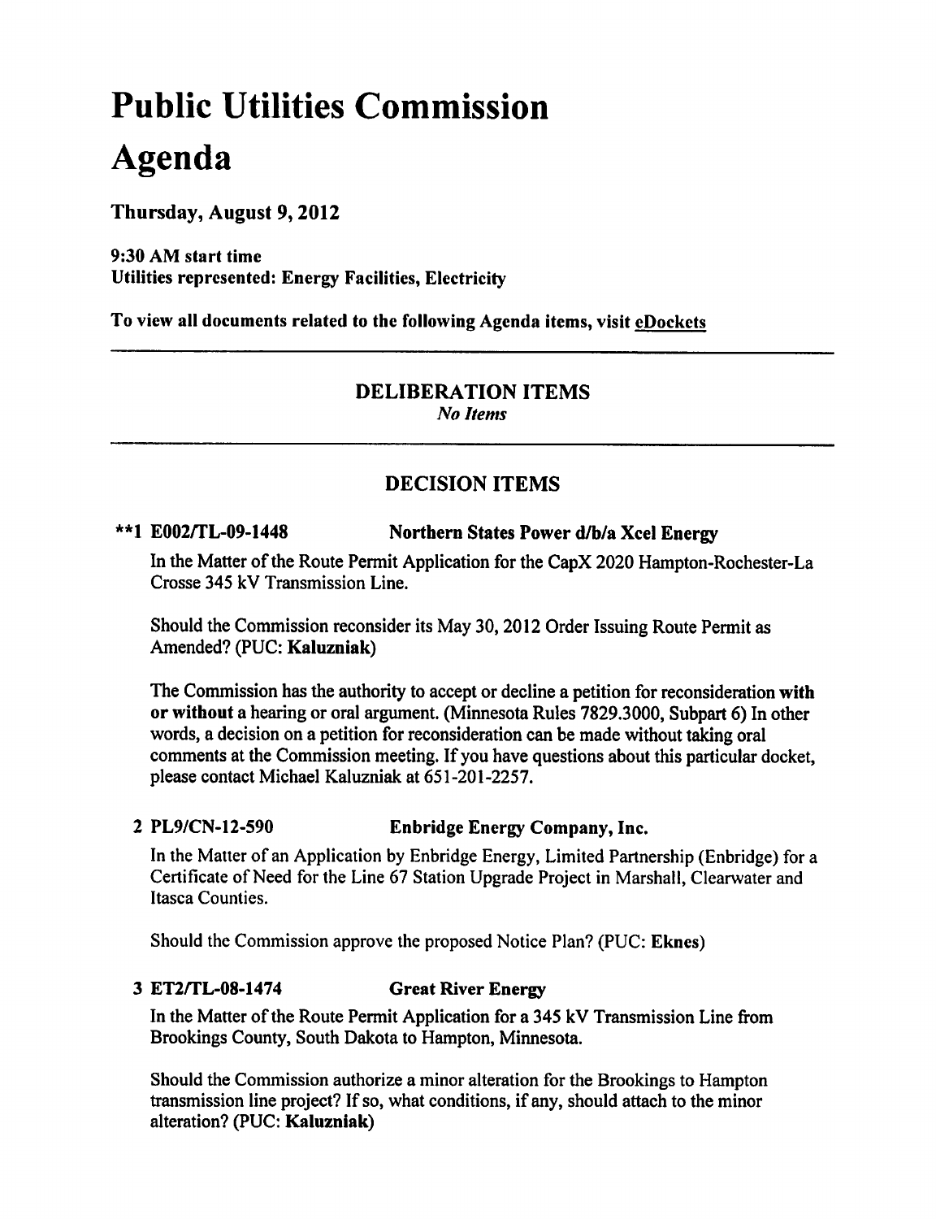# Public Utilities Commission Agenda

**Thursday, August 9, 2012**

**9:30 AM start time**
**Utilities represented: Energy Facilities, Electricity**

**To view all documents related to the following Agenda items, visit eDockets**

---

## DELIBERATION ITEMS

*No Items*

---

## DECISION ITEMS

**\*\*1 E002/TL-09-1448 Northern States Power d/b/a Xcel Energy**

In the Matter of the Route Permit Application for the CapX 2020 Hampton-Rochester-La Crosse 345 kV Transmission Line.

Should the Commission reconsider its May 30, 2012 Order Issuing Route Permit as Amended? (PUC: **Kaluzniak**)

The Commission has the authority to accept or decline a petition for reconsideration **with or without** a hearing or oral argument. (Minnesota Rules 7829.3000, Subpart 6) In other words, a decision on a petition for reconsideration can be made without taking oral comments at the Commission meeting. If you have questions about this particular docket, please contact Michael Kaluzniak at 651-201-2257.

**2 PL9/CN-12-590 Enbridge Energy Company, Inc.**

In the Matter of an Application by Enbridge Energy, Limited Partnership (Enbridge) for a Certificate of Need for the Line 67 Station Upgrade Project in Marshall, Clearwater and Itasca Counties.

Should the Commission approve the proposed Notice Plan? (PUC: **Eknes**)

**3 ET2/TL-08-1474 Great River Energy**

In the Matter of the Route Permit Application for a 345 kV Transmission Line from Brookings County, South Dakota to Hampton, Minnesota.

Should the Commission authorize a minor alteration for the Brookings to Hampton transmission line project? If so, what conditions, if any, should attach to the minor alteration? (PUC: **Kaluzniak**)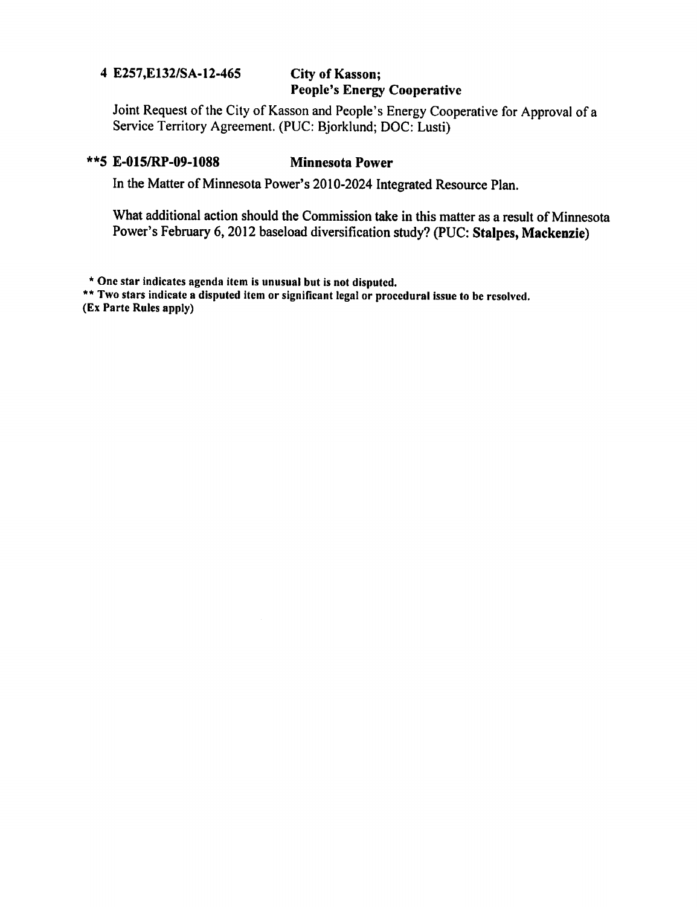**4 E257,E132/SA-12-465** **City of Kasson; People's Energy Cooperative**

Joint Request of the City of Kasson and People's Energy Cooperative for Approval of a Service Territory Agreement. (PUC: Bjorklund; DOC: Lusti)

**\*\*5 E-015/RP-09-1088** **Minnesota Power**

In the Matter of Minnesota Power's 2010-2024 Integrated Resource Plan.

What additional action should the Commission take in this matter as a result of Minnesota Power's February 6, 2012 baseload diversification study? (PUC: **Stalpes, Mackenzie**)

**\* One star indicates agenda item is unusual but is not disputed.**
**\*\* Two stars indicate a disputed item or significant legal or procedural issue to be resolved.**
**(Ex Parte Rules apply)**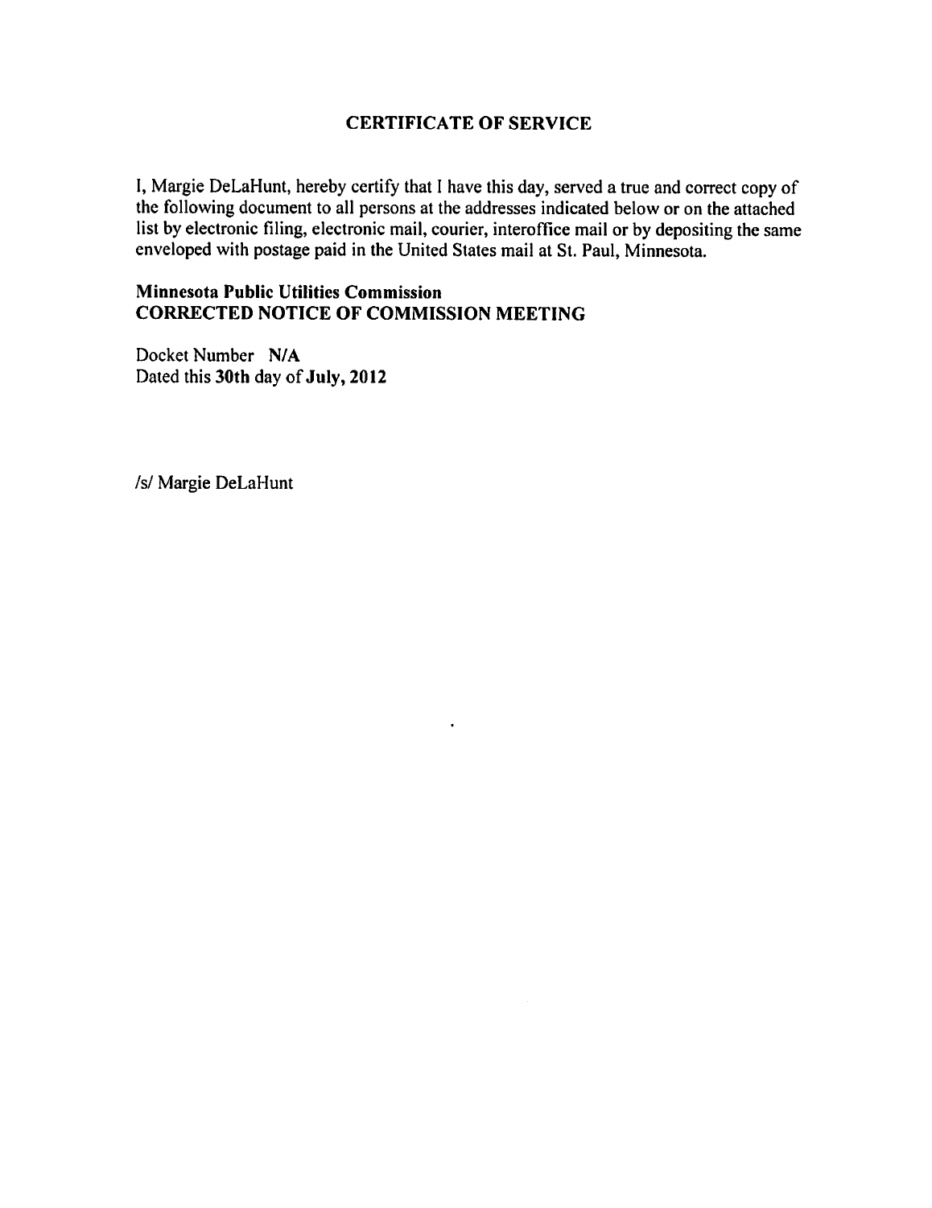## CERTIFICATE OF SERVICE

I, Margie DeLaHunt, hereby certify that I have this day, served a true and correct copy of the following document to all persons at the addresses indicated below or on the attached list by electronic filing, electronic mail, courier, interoffice mail or by depositing the same enveloped with postage paid in the United States mail at St. Paul, Minnesota.

**Minnesota Public Utilities Commission**
**CORRECTED NOTICE OF COMMISSION MEETING**

Docket Number **N/A**
Dated this **30th** day of **July, 2012**

/s/ Margie DeLaHunt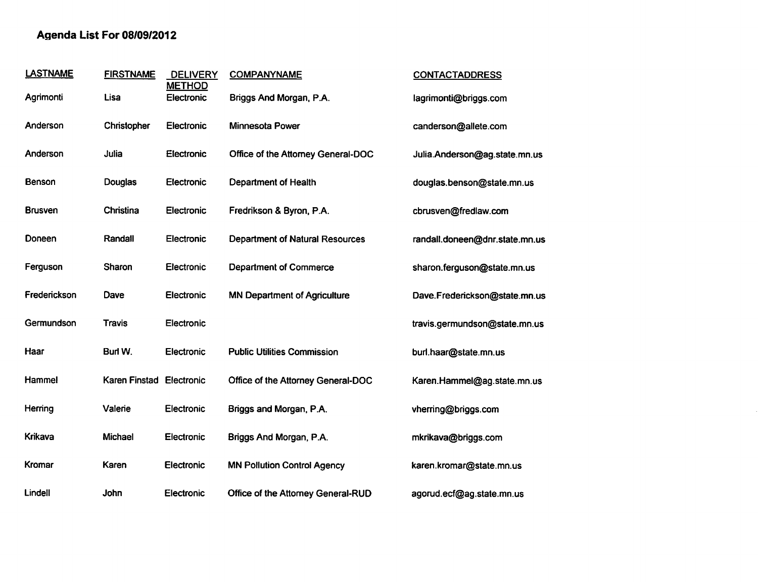## Agenda List For 08/09/2012

| LASTNAME | FIRSTNAME | DELIVERY METHOD | COMPANYNAME | CONTACTADDRESS |
| --- | --- | --- | --- | --- |
| Agrimonti | Lisa | Electronic | Briggs And Morgan, P.A. | lagrimonti@briggs.com |
| Anderson | Christopher | Electronic | Minnesota Power | canderson@allete.com |
| Anderson | Julia | Electronic | Office of the Attorney General-DOC | Julia.Anderson@ag.state.mn.us |
| Benson | Douglas | Electronic | Department of Health | douglas.benson@state.mn.us |
| Brusven | Christina | Electronic | Fredrikson & Byron, P.A. | cbrusven@fredlaw.com |
| Doneen | Randall | Electronic | Department of Natural Resources | randall.doneen@dnr.state.mn.us |
| Ferguson | Sharon | Electronic | Department of Commerce | sharon.ferguson@state.mn.us |
| Frederickson | Dave | Electronic | MN Department of Agriculture | Dave.Frederickson@state.mn.us |
| Germundson | Travis | Electronic | | travis.germundson@state.mn.us |
| Haar | Burl W. | Electronic | Public Utilities Commission | burl.haar@state.mn.us |
| Hammel | Karen Finstad | Electronic | Office of the Attorney General-DOC | Karen.Hammel@ag.state.mn.us |
| Herring | Valerie | Electronic | Briggs and Morgan, P.A. | vherring@briggs.com |
| Krikava | Michael | Electronic | Briggs And Morgan, P.A. | mkrikava@briggs.com |
| Kromar | Karen | Electronic | MN Pollution Control Agency | karen.kromar@state.mn.us |
| Lindell | John | Electronic | Office of the Attorney General-RUD | agorud.ecf@ag.state.mn.us |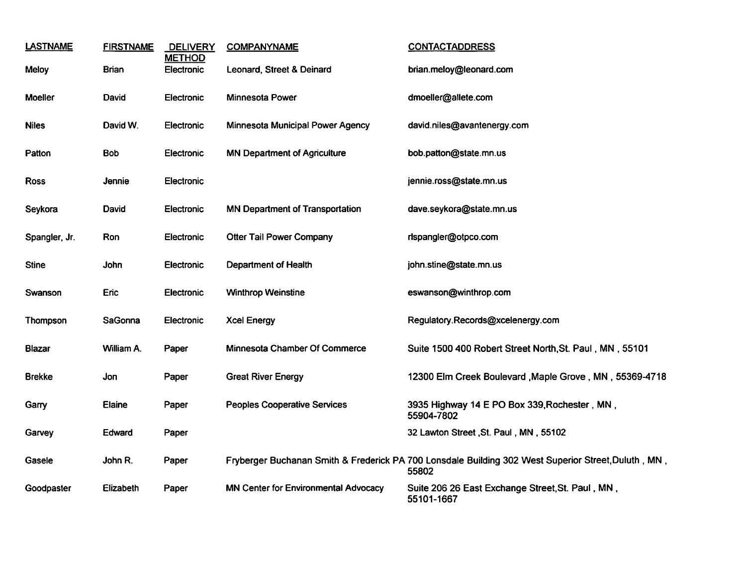| LASTNAME | FIRSTNAME | DELIVERY METHOD | COMPANYNAME | CONTACTADDRESS |
|---|---|---|---|---|
| Meloy | Brian | Electronic | Leonard, Street & Deinard | brian.meloy@leonard.com |
| Moeller | David | Electronic | Minnesota Power | dmoeller@allete.com |
| Niles | David W. | Electronic | Minnesota Municipal Power Agency | david.niles@avantenergy.com |
| Patton | Bob | Electronic | MN Department of Agriculture | bob.patton@state.mn.us |
| Ross | Jennie | Electronic | | jennie.ross@state.mn.us |
| Seykora | David | Electronic | MN Department of Transportation | dave.seykora@state.mn.us |
| Spangler, Jr. | Ron | Electronic | Otter Tail Power Company | rlspangler@otpco.com |
| Stine | John | Electronic | Department of Health | john.stine@state.mn.us |
| Swanson | Eric | Electronic | Winthrop Weinstine | eswanson@winthrop.com |
| Thompson | SaGonna | Electronic | Xcel Energy | Regulatory.Records@xcelenergy.com |
| Blazar | William A. | Paper | Minnesota Chamber Of Commerce | Suite 1500 400 Robert Street North,St. Paul , MN , 55101 |
| Brekke | Jon | Paper | Great River Energy | 12300 Elm Creek Boulevard ,Maple Grove , MN , 55369-4718 |
| Garry | Elaine | Paper | Peoples Cooperative Services | 3935 Highway 14 E PO Box 339,Rochester , MN , 55904-7802 |
| Garvey | Edward | Paper | | 32 Lawton Street ,St. Paul , MN , 55102 |
| Gasele | John R. | Paper | Fryberger Buchanan Smith & Frederick PA | 700 Lonsdale Building 302 West Superior Street,Duluth , MN , 55802 |
| Goodpaster | Elizabeth | Paper | MN Center for Environmental Advocacy | Suite 206 26 East Exchange Street,St. Paul , MN , 55101-1667 |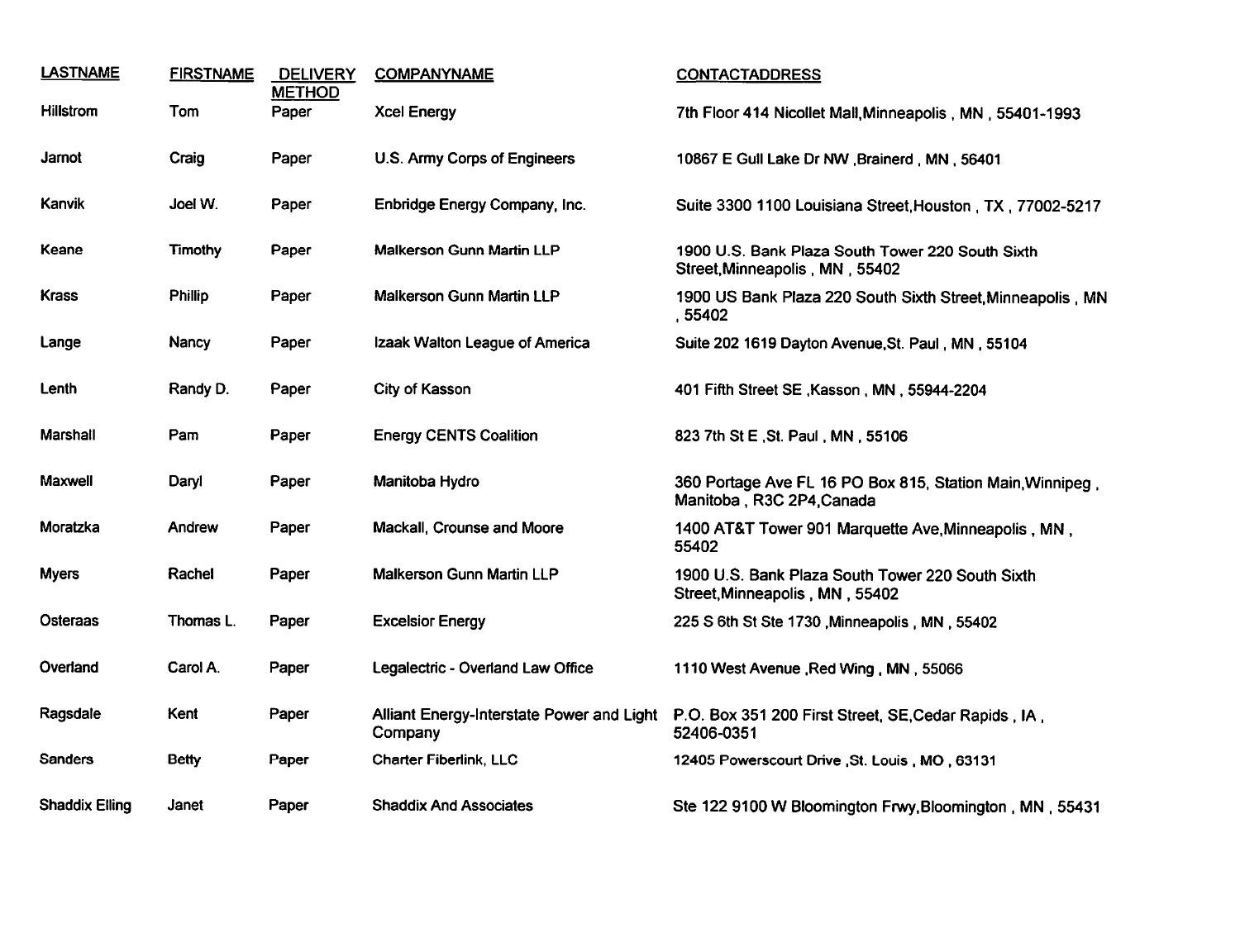| LASTNAME | FIRSTNAME | DELIVERY METHOD | COMPANYNAME | CONTACTADDRESS |
| --- | --- | --- | --- | --- |
| Hillstrom | Tom | Paper | Xcel Energy | 7th Floor 414 Nicollet Mall,Minneapolis , MN , 55401-1993 |
| Jarnot | Craig | Paper | U.S. Army Corps of Engineers | 10867 E Gull Lake Dr NW ,Brainerd , MN , 56401 |
| Kanvik | Joel W. | Paper | Enbridge Energy Company, Inc. | Suite 3300 1100 Louisiana Street,Houston , TX , 77002-5217 |
| Keane | Timothy | Paper | Malkerson Gunn Martin LLP | 1900 U.S. Bank Plaza South Tower 220 South Sixth Street,Minneapolis , MN , 55402 |
| Krass | Phillip | Paper | Malkerson Gunn Martin LLP | 1900 US Bank Plaza 220 South Sixth Street,Minneapolis , MN , 55402 |
| Lange | Nancy | Paper | Izaak Walton League of America | Suite 202 1619 Dayton Avenue,St. Paul , MN , 55104 |
| Lenth | Randy D. | Paper | City of Kasson | 401 Fifth Street SE ,Kasson , MN , 55944-2204 |
| Marshall | Pam | Paper | Energy CENTS Coalition | 823 7th St E ,St. Paul , MN , 55106 |
| Maxwell | Daryl | Paper | Manitoba Hydro | 360 Portage Ave FL 16 PO Box 815, Station Main,Winnipeg , Manitoba , R3C 2P4,Canada |
| Moratzka | Andrew | Paper | Mackall, Crounse and Moore | 1400 AT&T Tower 901 Marquette Ave,Minneapolis , MN , 55402 |
| Myers | Rachel | Paper | Malkerson Gunn Martin LLP | 1900 U.S. Bank Plaza South Tower 220 South Sixth Street,Minneapolis , MN , 55402 |
| Osteraas | Thomas L. | Paper | Excelsior Energy | 225 S 6th St Ste 1730 ,Minneapolis , MN , 55402 |
| Overland | Carol A. | Paper | Legalectric - Overland Law Office | 1110 West Avenue ,Red Wing , MN , 55066 |
| Ragsdale | Kent | Paper | Alliant Energy-Interstate Power and Light Company | P.O. Box 351 200 First Street, SE,Cedar Rapids , IA , 52406-0351 |
| Sanders | Betty | Paper | Charter Fiberlink, LLC | 12405 Powerscourt Drive ,St. Louis , MO , 63131 |
| Shaddix Elling | Janet | Paper | Shaddix And Associates | Ste 122 9100 W Bloomington Frwy,Bloomington , MN , 55431 |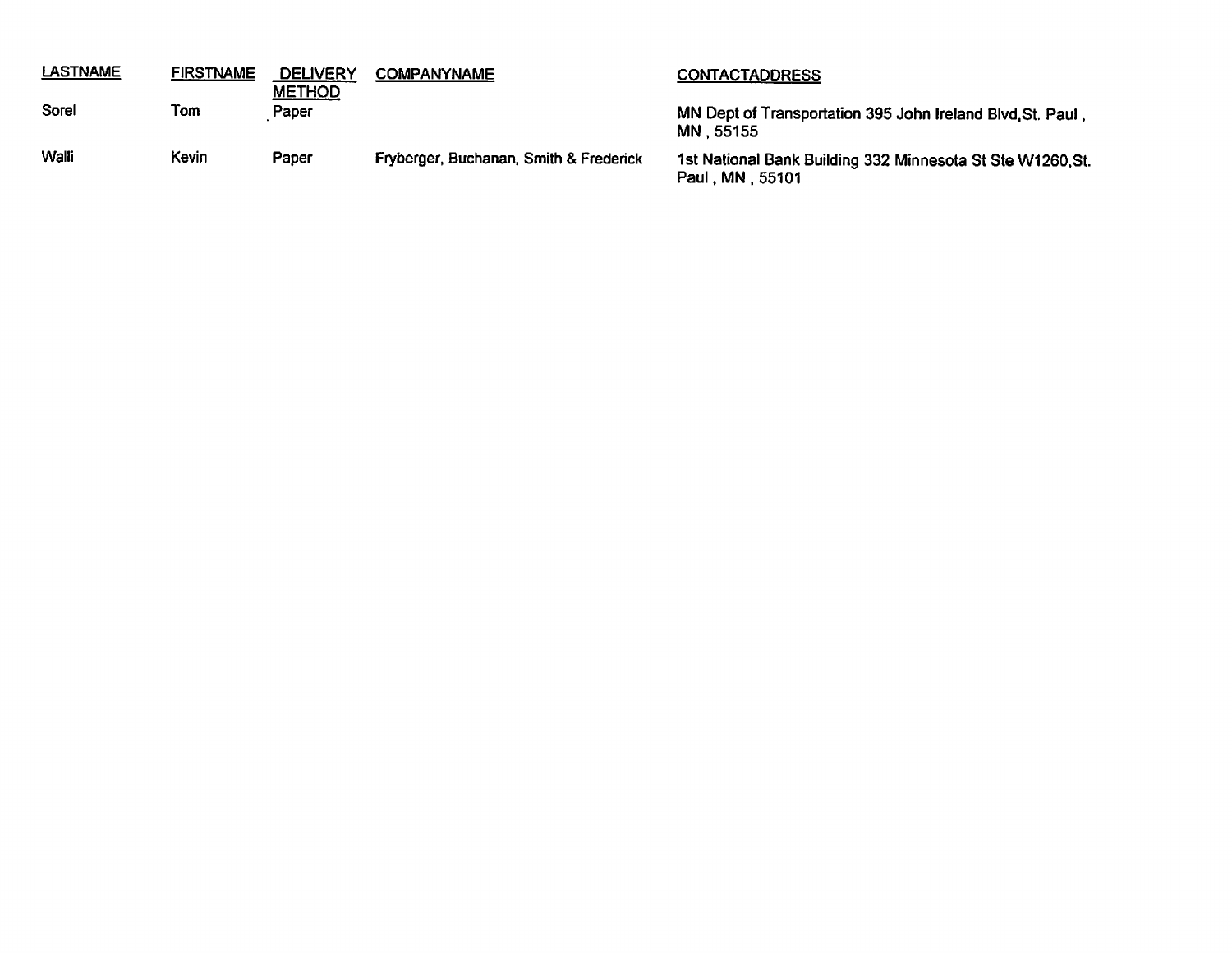| LASTNAME | FIRSTNAME | DELIVERY METHOD | COMPANYNAME | CONTACTADDRESS |
|---|---|---|---|---|
| Sorel | Tom | Paper | | MN Dept of Transportation 395 John Ireland Blvd,St. Paul , MN , 55155 |
| Walli | Kevin | Paper | Fryberger, Buchanan, Smith & Frederick | 1st National Bank Building 332 Minnesota St Ste W1260,St. Paul , MN , 55101 |